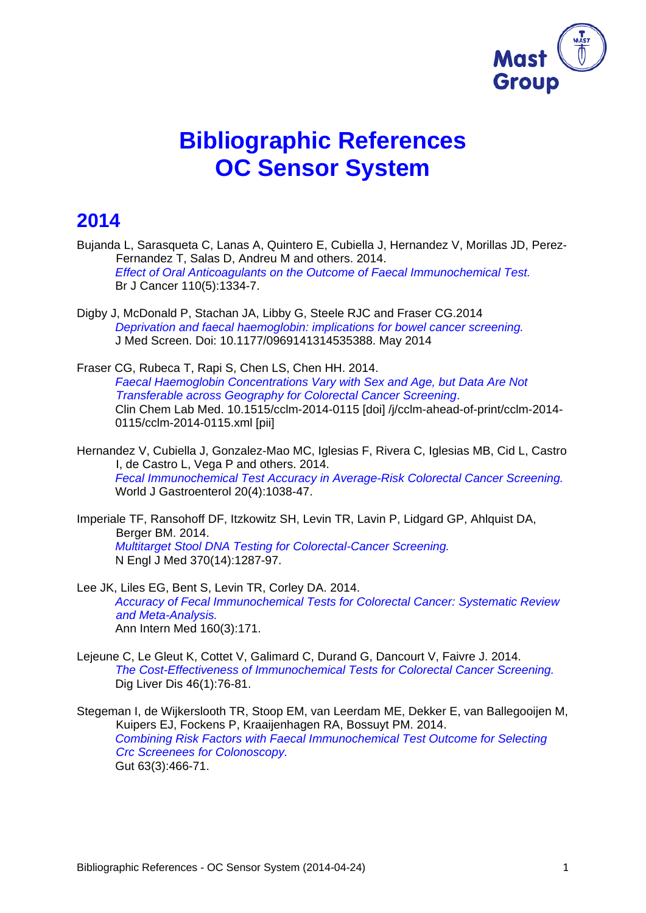# Bibliographic References
# OC Sensor System

## 2014

Bujanda L, Sarasqueta C, Lanas A, Quintero E, Cubiella J, Hernandez V, Morillas JD, Perez-Fernandez T, Salas D, Andreu M and others. 2014.
*Effect of Oral Anticoagulants on the Outcome of Faecal Immunochemical Test.*
Br J Cancer 110(5):1334-7.

Digby J, McDonald P, Stachan JA, Libby G, Steele RJC and Fraser CG.2014
*Deprivation and faecal haemoglobin: implications for bowel cancer screening.*
J Med Screen. Doi: 10.1177/0969141314535388. May 2014

Fraser CG, Rubeca T, Rapi S, Chen LS, Chen HH. 2014.
*Faecal Haemoglobin Concentrations Vary with Sex and Age, but Data Are Not Transferable across Geography for Colorectal Cancer Screening.*
Clin Chem Lab Med. 10.1515/cclm-2014-0115 [doi] /j/cclm-ahead-of-print/cclm-2014-0115/cclm-2014-0115.xml [pii]

Hernandez V, Cubiella J, Gonzalez-Mao MC, Iglesias F, Rivera C, Iglesias MB, Cid L, Castro I, de Castro L, Vega P and others. 2014.
*Fecal Immunochemical Test Accuracy in Average-Risk Colorectal Cancer Screening.*
World J Gastroenterol 20(4):1038-47.

Imperiale TF, Ransohoff DF, Itzkowitz SH, Levin TR, Lavin P, Lidgard GP, Ahlquist DA, Berger BM. 2014.
*Multitarget Stool DNA Testing for Colorectal-Cancer Screening.*
N Engl J Med 370(14):1287-97.

Lee JK, Liles EG, Bent S, Levin TR, Corley DA. 2014.
*Accuracy of Fecal Immunochemical Tests for Colorectal Cancer: Systematic Review and Meta-Analysis.*
Ann Intern Med 160(3):171.

Lejeune C, Le Gleut K, Cottet V, Galimard C, Durand G, Dancourt V, Faivre J. 2014.
*The Cost-Effectiveness of Immunochemical Tests for Colorectal Cancer Screening.*
Dig Liver Dis 46(1):76-81.

Stegeman I, de Wijkerslooth TR, Stoop EM, van Leerdam ME, Dekker E, van Ballegooijen M, Kuipers EJ, Fockens P, Kraaijenhagen RA, Bossuyt PM. 2014.
*Combining Risk Factors with Faecal Immunochemical Test Outcome for Selecting Crc Screenees for Colonoscopy.*
Gut 63(3):466-71.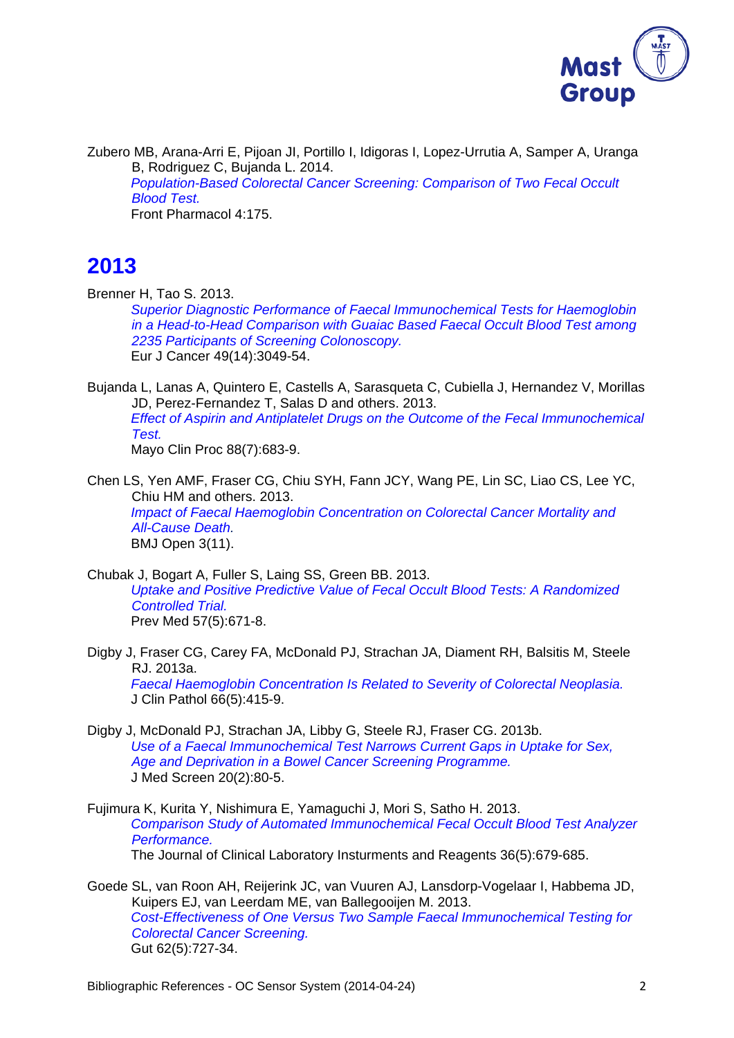Zubero MB, Arana-Arri E, Pijoan JI, Portillo I, Idigoras I, Lopez-Urrutia A, Samper A, Uranga B, Rodriguez C, Bujanda L. 2014.
*Population-Based Colorectal Cancer Screening: Comparison of Two Fecal Occult Blood Test.*
Front Pharmacol 4:175.

## 2013

Brenner H, Tao S. 2013.
*Superior Diagnostic Performance of Faecal Immunochemical Tests for Haemoglobin in a Head-to-Head Comparison with Guaiac Based Faecal Occult Blood Test among 2235 Participants of Screening Colonoscopy.*
Eur J Cancer 49(14):3049-54.

Bujanda L, Lanas A, Quintero E, Castells A, Sarasqueta C, Cubiella J, Hernandez V, Morillas JD, Perez-Fernandez T, Salas D and others. 2013.
*Effect of Aspirin and Antiplatelet Drugs on the Outcome of the Fecal Immunochemical Test.*
Mayo Clin Proc 88(7):683-9.

Chen LS, Yen AMF, Fraser CG, Chiu SYH, Fann JCY, Wang PE, Lin SC, Liao CS, Lee YC, Chiu HM and others. 2013.
*Impact of Faecal Haemoglobin Concentration on Colorectal Cancer Mortality and All-Cause Death.*
BMJ Open 3(11).

Chubak J, Bogart A, Fuller S, Laing SS, Green BB. 2013.
*Uptake and Positive Predictive Value of Fecal Occult Blood Tests: A Randomized Controlled Trial.*
Prev Med 57(5):671-8.

Digby J, Fraser CG, Carey FA, McDonald PJ, Strachan JA, Diament RH, Balsitis M, Steele RJ. 2013a.
*Faecal Haemoglobin Concentration Is Related to Severity of Colorectal Neoplasia.*
J Clin Pathol 66(5):415-9.

Digby J, McDonald PJ, Strachan JA, Libby G, Steele RJ, Fraser CG. 2013b.
*Use of a Faecal Immunochemical Test Narrows Current Gaps in Uptake for Sex, Age and Deprivation in a Bowel Cancer Screening Programme.*
J Med Screen 20(2):80-5.

Fujimura K, Kurita Y, Nishimura E, Yamaguchi J, Mori S, Satho H. 2013.
*Comparison Study of Automated Immunochemical Fecal Occult Blood Test Analyzer Performance.*
The Journal of Clinical Laboratory Insturments and Reagents 36(5):679-685.

Goede SL, van Roon AH, Reijerink JC, van Vuuren AJ, Lansdorp-Vogelaar I, Habbema JD, Kuipers EJ, van Leerdam ME, van Ballegooijen M. 2013.
*Cost-Effectiveness of One Versus Two Sample Faecal Immunochemical Testing for Colorectal Cancer Screening.*
Gut 62(5):727-34.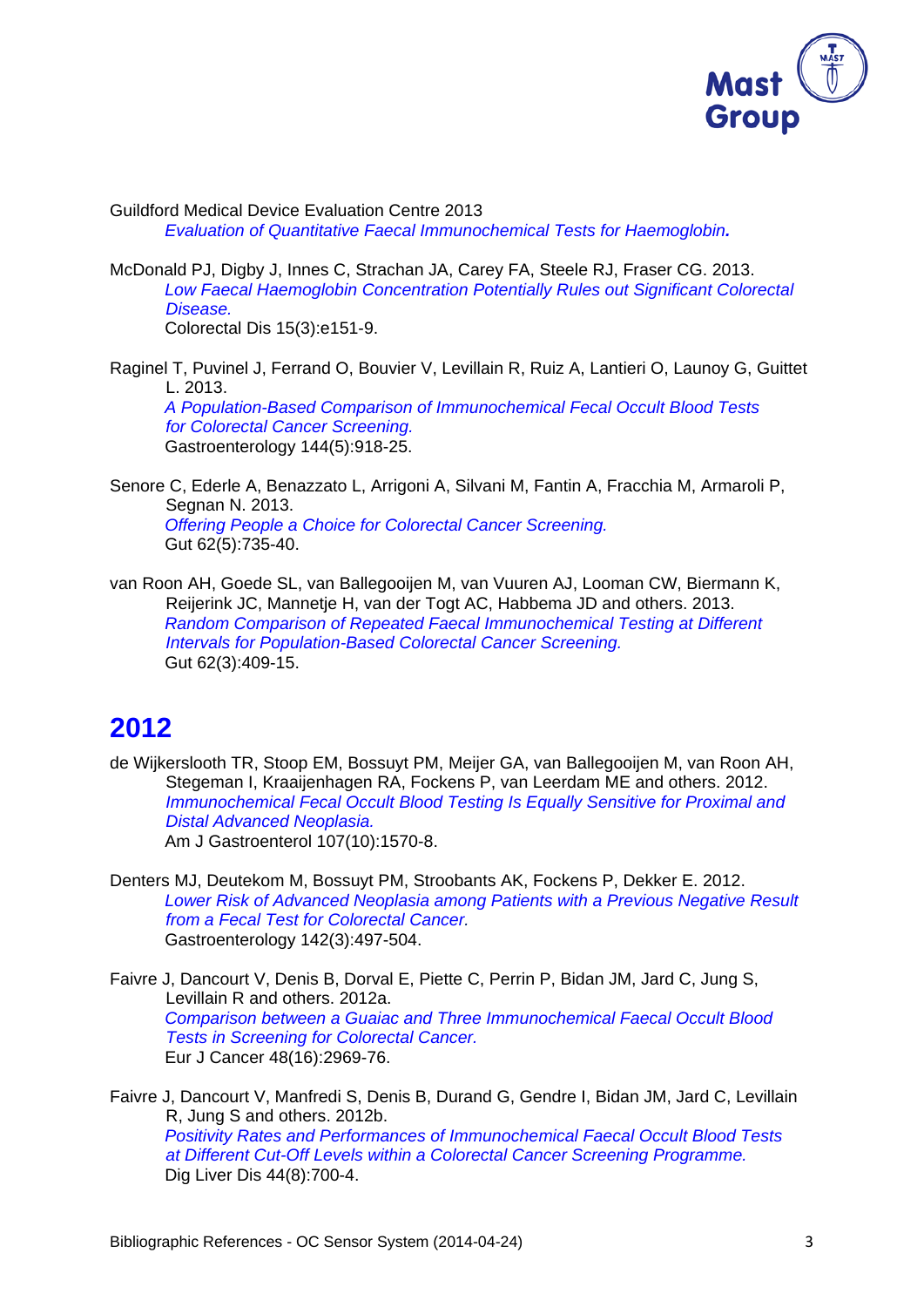Guildford Medical Device Evaluation Centre 2013
*Evaluation of Quantitative Faecal Immunochemical Tests for Haemoglobin.*

McDonald PJ, Digby J, Innes C, Strachan JA, Carey FA, Steele RJ, Fraser CG. 2013.
*Low Faecal Haemoglobin Concentration Potentially Rules out Significant Colorectal Disease.*
Colorectal Dis 15(3):e151-9.

Raginel T, Puvinel J, Ferrand O, Bouvier V, Levillain R, Ruiz A, Lantieri O, Launoy G, Guittet L. 2013.
*A Population-Based Comparison of Immunochemical Fecal Occult Blood Tests for Colorectal Cancer Screening.*
Gastroenterology 144(5):918-25.

Senore C, Ederle A, Benazzato L, Arrigoni A, Silvani M, Fantin A, Fracchia M, Armaroli P, Segnan N. 2013.
*Offering People a Choice for Colorectal Cancer Screening.*
Gut 62(5):735-40.

van Roon AH, Goede SL, van Ballegooijen M, van Vuuren AJ, Looman CW, Biermann K, Reijerink JC, Mannetje H, van der Togt AC, Habbema JD and others. 2013.
*Random Comparison of Repeated Faecal Immunochemical Testing at Different Intervals for Population-Based Colorectal Cancer Screening.*
Gut 62(3):409-15.

## 2012

de Wijkerslooth TR, Stoop EM, Bossuyt PM, Meijer GA, van Ballegooijen M, van Roon AH, Stegeman I, Kraaijenhagen RA, Fockens P, van Leerdam ME and others. 2012.
*Immunochemical Fecal Occult Blood Testing Is Equally Sensitive for Proximal and Distal Advanced Neoplasia.*
Am J Gastroenterol 107(10):1570-8.

Denters MJ, Deutekom M, Bossuyt PM, Stroobants AK, Fockens P, Dekker E. 2012.
*Lower Risk of Advanced Neoplasia among Patients with a Previous Negative Result from a Fecal Test for Colorectal Cancer.*
Gastroenterology 142(3):497-504.

Faivre J, Dancourt V, Denis B, Dorval E, Piette C, Perrin P, Bidan JM, Jard C, Jung S, Levillain R and others. 2012a.
*Comparison between a Guaiac and Three Immunochemical Faecal Occult Blood Tests in Screening for Colorectal Cancer.*
Eur J Cancer 48(16):2969-76.

Faivre J, Dancourt V, Manfredi S, Denis B, Durand G, Gendre I, Bidan JM, Jard C, Levillain R, Jung S and others. 2012b.
*Positivity Rates and Performances of Immunochemical Faecal Occult Blood Tests at Different Cut-Off Levels within a Colorectal Cancer Screening Programme.*
Dig Liver Dis 44(8):700-4.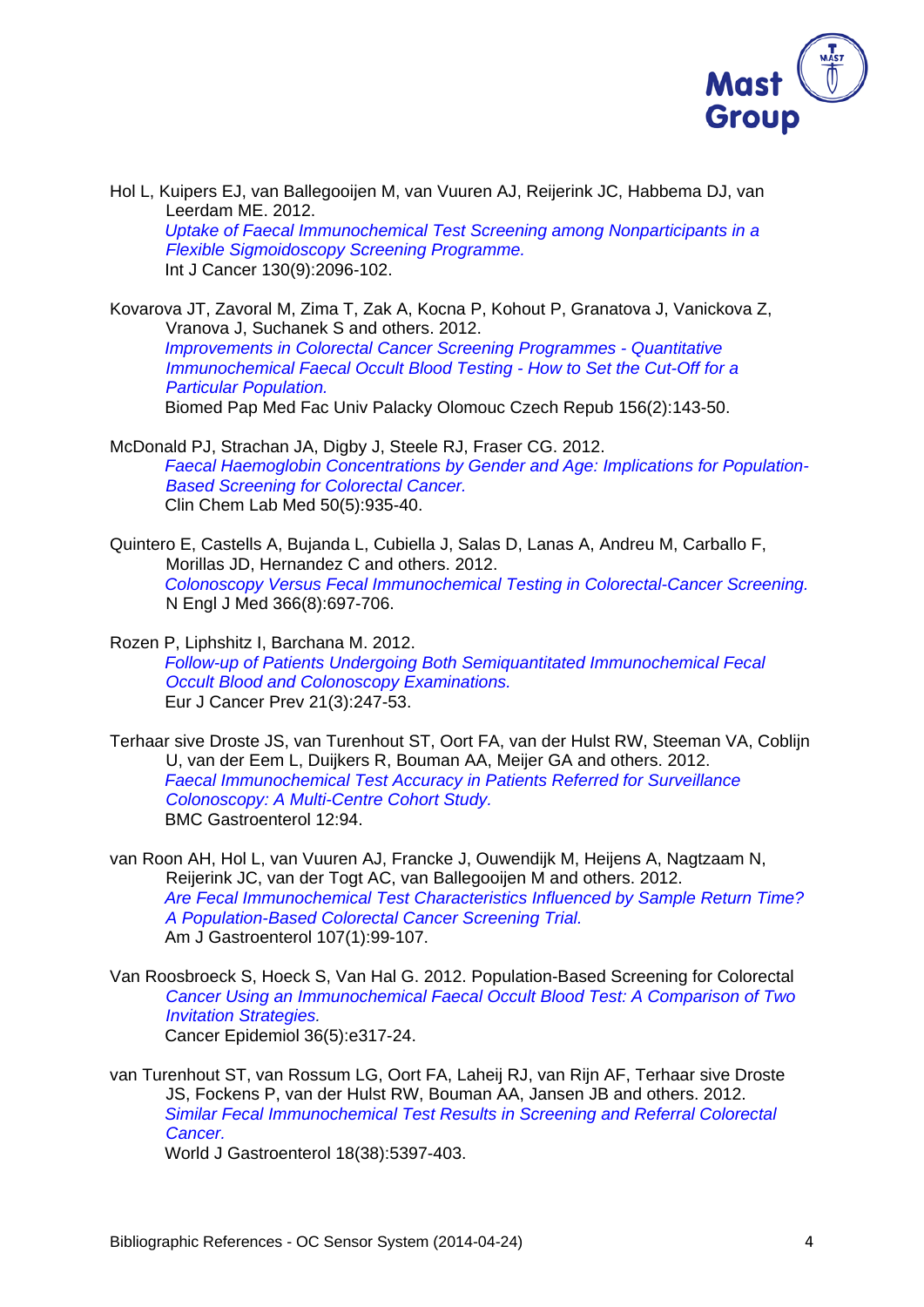Hol L, Kuipers EJ, van Ballegooijen M, van Vuuren AJ, Reijerink JC, Habbema DJ, van Leerdam ME. 2012.
*Uptake of Faecal Immunochemical Test Screening among Nonparticipants in a Flexible Sigmoidoscopy Screening Programme.*
Int J Cancer 130(9):2096-102.

Kovarova JT, Zavoral M, Zima T, Zak A, Kocna P, Kohout P, Granatova J, Vanickova Z, Vranova J, Suchanek S and others. 2012.
*Improvements in Colorectal Cancer Screening Programmes - Quantitative Immunochemical Faecal Occult Blood Testing - How to Set the Cut-Off for a Particular Population.*
Biomed Pap Med Fac Univ Palacky Olomouc Czech Repub 156(2):143-50.

McDonald PJ, Strachan JA, Digby J, Steele RJ, Fraser CG. 2012.
*Faecal Haemoglobin Concentrations by Gender and Age: Implications for Population-Based Screening for Colorectal Cancer.*
Clin Chem Lab Med 50(5):935-40.

Quintero E, Castells A, Bujanda L, Cubiella J, Salas D, Lanas A, Andreu M, Carballo F, Morillas JD, Hernandez C and others. 2012.
*Colonoscopy Versus Fecal Immunochemical Testing in Colorectal-Cancer Screening.*
N Engl J Med 366(8):697-706.

Rozen P, Liphshitz I, Barchana M. 2012.
*Follow-up of Patients Undergoing Both Semiquantitated Immunochemical Fecal Occult Blood and Colonoscopy Examinations.*
Eur J Cancer Prev 21(3):247-53.

Terhaar sive Droste JS, van Turenhout ST, Oort FA, van der Hulst RW, Steeman VA, Coblijn U, van der Eem L, Duijkers R, Bouman AA, Meijer GA and others. 2012.
*Faecal Immunochemical Test Accuracy in Patients Referred for Surveillance Colonoscopy: A Multi-Centre Cohort Study.*
BMC Gastroenterol 12:94.

van Roon AH, Hol L, van Vuuren AJ, Francke J, Ouwendijk M, Heijens A, Nagtzaam N, Reijerink JC, van der Togt AC, van Ballegooijen M and others. 2012.
*Are Fecal Immunochemical Test Characteristics Influenced by Sample Return Time? A Population-Based Colorectal Cancer Screening Trial.*
Am J Gastroenterol 107(1):99-107.

Van Roosbroeck S, Hoeck S, Van Hal G. 2012. Population-Based Screening for Colorectal
*Cancer Using an Immunochemical Faecal Occult Blood Test: A Comparison of Two Invitation Strategies.*
Cancer Epidemiol 36(5):e317-24.

van Turenhout ST, van Rossum LG, Oort FA, Laheij RJ, van Rijn AF, Terhaar sive Droste JS, Fockens P, van der Hulst RW, Bouman AA, Jansen JB and others. 2012.
*Similar Fecal Immunochemical Test Results in Screening and Referral Colorectal Cancer.*
World J Gastroenterol 18(38):5397-403.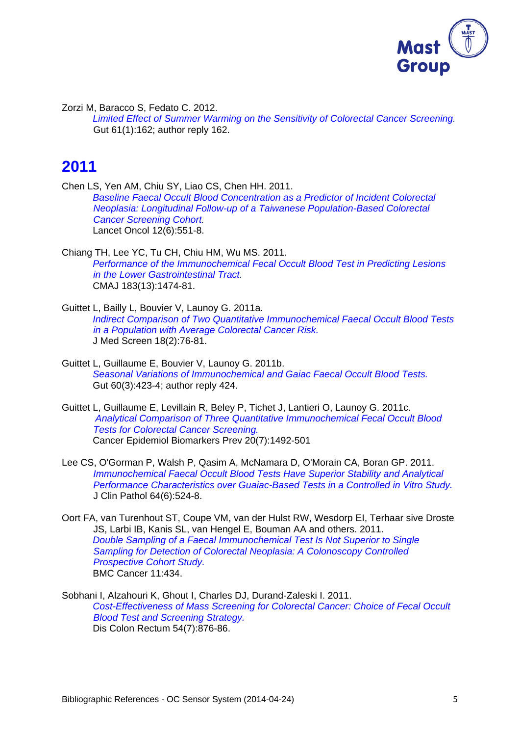Zorzi M, Baracco S, Fedato C. 2012.
*Limited Effect of Summer Warming on the Sensitivity of Colorectal Cancer Screening.*
Gut 61(1):162; author reply 162.

## 2011

Chen LS, Yen AM, Chiu SY, Liao CS, Chen HH. 2011.
*Baseline Faecal Occult Blood Concentration as a Predictor of Incident Colorectal Neoplasia: Longitudinal Follow-up of a Taiwanese Population-Based Colorectal Cancer Screening Cohort.*
Lancet Oncol 12(6):551-8.

Chiang TH, Lee YC, Tu CH, Chiu HM, Wu MS. 2011.
*Performance of the Immunochemical Fecal Occult Blood Test in Predicting Lesions in the Lower Gastrointestinal Tract.*
CMAJ 183(13):1474-81.

Guittet L, Bailly L, Bouvier V, Launoy G. 2011a.
*Indirect Comparison of Two Quantitative Immunochemical Faecal Occult Blood Tests in a Population with Average Colorectal Cancer Risk.*
J Med Screen 18(2):76-81.

Guittet L, Guillaume E, Bouvier V, Launoy G. 2011b.
*Seasonal Variations of Immunochemical and Gaiac Faecal Occult Blood Tests.*
Gut 60(3):423-4; author reply 424.

Guittet L, Guillaume E, Levillain R, Beley P, Tichet J, Lantieri O, Launoy G. 2011c.
*Analytical Comparison of Three Quantitative Immunochemical Fecal Occult Blood Tests for Colorectal Cancer Screening.*
Cancer Epidemiol Biomarkers Prev 20(7):1492-501

Lee CS, O'Gorman P, Walsh P, Qasim A, McNamara D, O'Morain CA, Boran GP. 2011.
*Immunochemical Faecal Occult Blood Tests Have Superior Stability and Analytical Performance Characteristics over Guaiac-Based Tests in a Controlled in Vitro Study.*
J Clin Pathol 64(6):524-8.

Oort FA, van Turenhout ST, Coupe VM, van der Hulst RW, Wesdorp EI, Terhaar sive Droste JS, Larbi IB, Kanis SL, van Hengel E, Bouman AA and others. 2011.
*Double Sampling of a Faecal Immunochemical Test Is Not Superior to Single Sampling for Detection of Colorectal Neoplasia: A Colonoscopy Controlled Prospective Cohort Study.*
BMC Cancer 11:434.

Sobhani I, Alzahouri K, Ghout I, Charles DJ, Durand-Zaleski I. 2011.
*Cost-Effectiveness of Mass Screening for Colorectal Cancer: Choice of Fecal Occult Blood Test and Screening Strategy.*
Dis Colon Rectum 54(7):876-86.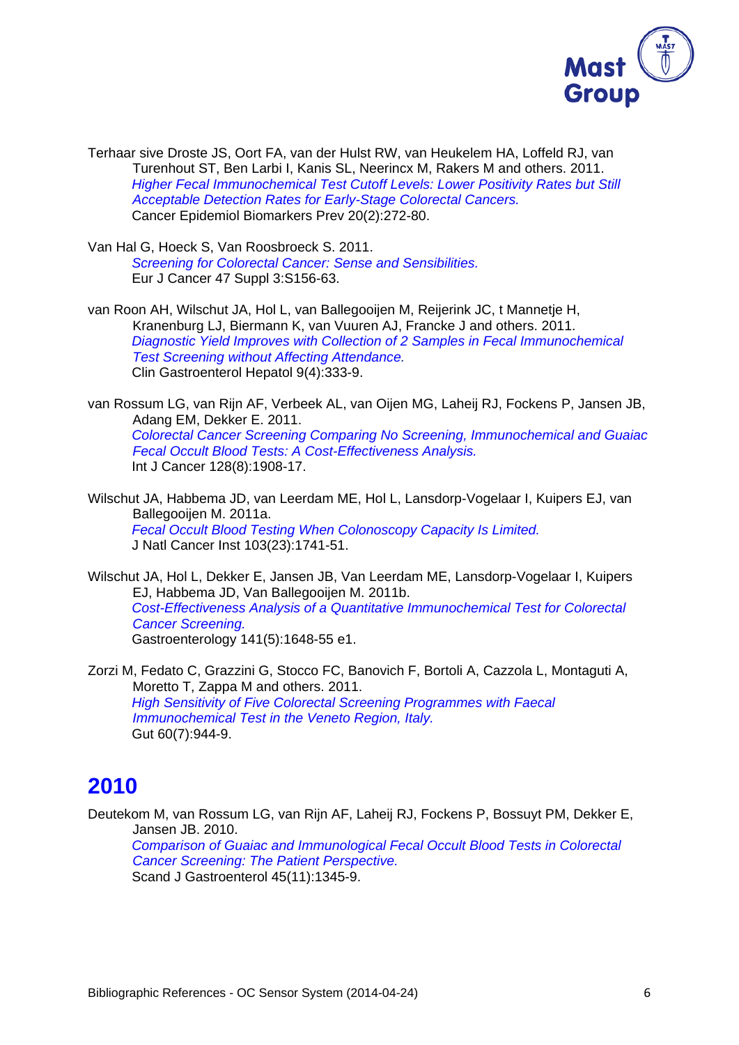Terhaar sive Droste JS, Oort FA, van der Hulst RW, van Heukelem HA, Loffeld RJ, van Turenhout ST, Ben Larbi I, Kanis SL, Neerincx M, Rakers M and others. 2011.
*Higher Fecal Immunochemical Test Cutoff Levels: Lower Positivity Rates but Still Acceptable Detection Rates for Early-Stage Colorectal Cancers.*
Cancer Epidemiol Biomarkers Prev 20(2):272-80.

Van Hal G, Hoeck S, Van Roosbroeck S. 2011.
*Screening for Colorectal Cancer: Sense and Sensibilities.*
Eur J Cancer 47 Suppl 3:S156-63.

van Roon AH, Wilschut JA, Hol L, van Ballegooijen M, Reijerink JC, t Mannetje H, Kranenburg LJ, Biermann K, van Vuuren AJ, Francke J and others. 2011.
*Diagnostic Yield Improves with Collection of 2 Samples in Fecal Immunochemical Test Screening without Affecting Attendance.*
Clin Gastroenterol Hepatol 9(4):333-9.

van Rossum LG, van Rijn AF, Verbeek AL, van Oijen MG, Laheij RJ, Fockens P, Jansen JB, Adang EM, Dekker E. 2011.
*Colorectal Cancer Screening Comparing No Screening, Immunochemical and Guaiac Fecal Occult Blood Tests: A Cost-Effectiveness Analysis.*
Int J Cancer 128(8):1908-17.

Wilschut JA, Habbema JD, van Leerdam ME, Hol L, Lansdorp-Vogelaar I, Kuipers EJ, van Ballegooijen M. 2011a.
*Fecal Occult Blood Testing When Colonoscopy Capacity Is Limited.*
J Natl Cancer Inst 103(23):1741-51.

Wilschut JA, Hol L, Dekker E, Jansen JB, Van Leerdam ME, Lansdorp-Vogelaar I, Kuipers EJ, Habbema JD, Van Ballegooijen M. 2011b.
*Cost-Effectiveness Analysis of a Quantitative Immunochemical Test for Colorectal Cancer Screening.*
Gastroenterology 141(5):1648-55 e1.

Zorzi M, Fedato C, Grazzini G, Stocco FC, Banovich F, Bortoli A, Cazzola L, Montaguti A, Moretto T, Zappa M and others. 2011.
*High Sensitivity of Five Colorectal Screening Programmes with Faecal Immunochemical Test in the Veneto Region, Italy.*
Gut 60(7):944-9.

## 2010

Deutekom M, van Rossum LG, van Rijn AF, Laheij RJ, Fockens P, Bossuyt PM, Dekker E, Jansen JB. 2010.
*Comparison of Guaiac and Immunological Fecal Occult Blood Tests in Colorectal Cancer Screening: The Patient Perspective.*
Scand J Gastroenterol 45(11):1345-9.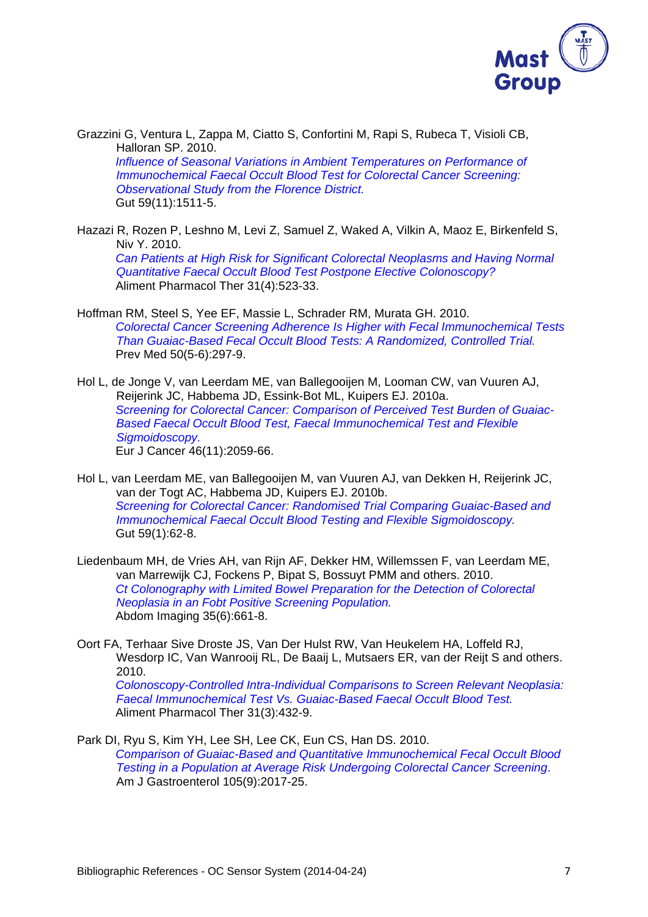Grazzini G, Ventura L, Zappa M, Ciatto S, Confortini M, Rapi S, Rubeca T, Visioli CB, Halloran SP. 2010.
*Influence of Seasonal Variations in Ambient Temperatures on Performance of Immunochemical Faecal Occult Blood Test for Colorectal Cancer Screening: Observational Study from the Florence District.*
Gut 59(11):1511-5.

Hazazi R, Rozen P, Leshno M, Levi Z, Samuel Z, Waked A, Vilkin A, Maoz E, Birkenfeld S, Niv Y. 2010.
*Can Patients at High Risk for Significant Colorectal Neoplasms and Having Normal Quantitative Faecal Occult Blood Test Postpone Elective Colonoscopy?*
Aliment Pharmacol Ther 31(4):523-33.

Hoffman RM, Steel S, Yee EF, Massie L, Schrader RM, Murata GH. 2010.
*Colorectal Cancer Screening Adherence Is Higher with Fecal Immunochemical Tests Than Guaiac-Based Fecal Occult Blood Tests: A Randomized, Controlled Trial.*
Prev Med 50(5-6):297-9.

Hol L, de Jonge V, van Leerdam ME, van Ballegooijen M, Looman CW, van Vuuren AJ, Reijerink JC, Habbema JD, Essink-Bot ML, Kuipers EJ. 2010a.
*Screening for Colorectal Cancer: Comparison of Perceived Test Burden of Guaiac-Based Faecal Occult Blood Test, Faecal Immunochemical Test and Flexible Sigmoidoscopy.*
Eur J Cancer 46(11):2059-66.

Hol L, van Leerdam ME, van Ballegooijen M, van Vuuren AJ, van Dekken H, Reijerink JC, van der Togt AC, Habbema JD, Kuipers EJ. 2010b.
*Screening for Colorectal Cancer: Randomised Trial Comparing Guaiac-Based and Immunochemical Faecal Occult Blood Testing and Flexible Sigmoidoscopy.*
Gut 59(1):62-8.

Liedenbaum MH, de Vries AH, van Rijn AF, Dekker HM, Willemssen F, van Leerdam ME, van Marrewijk CJ, Fockens P, Bipat S, Bossuyt PMM and others. 2010.
*Ct Colonography with Limited Bowel Preparation for the Detection of Colorectal Neoplasia in an Fobt Positive Screening Population.*
Abdom Imaging 35(6):661-8.

Oort FA, Terhaar Sive Droste JS, Van Der Hulst RW, Van Heukelem HA, Loffeld RJ, Wesdorp IC, Van Wanrooij RL, De Baaij L, Mutsaers ER, van der Reijt S and others. 2010.
*Colonoscopy-Controlled Intra-Individual Comparisons to Screen Relevant Neoplasia: Faecal Immunochemical Test Vs. Guaiac-Based Faecal Occult Blood Test.*
Aliment Pharmacol Ther 31(3):432-9.

Park DI, Ryu S, Kim YH, Lee SH, Lee CK, Eun CS, Han DS. 2010.
*Comparison of Guaiac-Based and Quantitative Immunochemical Fecal Occult Blood Testing in a Population at Average Risk Undergoing Colorectal Cancer Screening.*
Am J Gastroenterol 105(9):2017-25.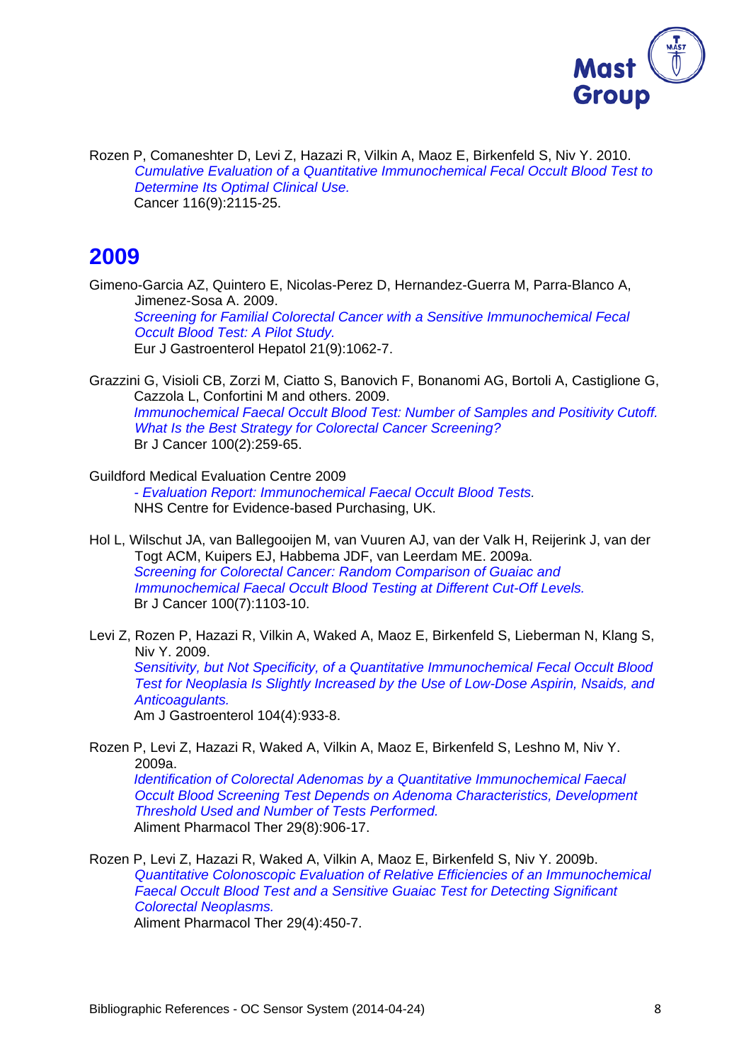Rozen P, Comaneshter D, Levi Z, Hazazi R, Vilkin A, Maoz E, Birkenfeld S, Niv Y. 2010.
*Cumulative Evaluation of a Quantitative Immunochemical Fecal Occult Blood Test to Determine Its Optimal Clinical Use.*
Cancer 116(9):2115-25.

## 2009

Gimeno-Garcia AZ, Quintero E, Nicolas-Perez D, Hernandez-Guerra M, Parra-Blanco A, Jimenez-Sosa A. 2009.
*Screening for Familial Colorectal Cancer with a Sensitive Immunochemical Fecal Occult Blood Test: A Pilot Study.*
Eur J Gastroenterol Hepatol 21(9):1062-7.

Grazzini G, Visioli CB, Zorzi M, Ciatto S, Banovich F, Bonanomi AG, Bortoli A, Castiglione G, Cazzola L, Confortini M and others. 2009.
*Immunochemical Faecal Occult Blood Test: Number of Samples and Positivity Cutoff. What Is the Best Strategy for Colorectal Cancer Screening?*
Br J Cancer 100(2):259-65.

Guildford Medical Evaluation Centre 2009
*- Evaluation Report: Immunochemical Faecal Occult Blood Tests.*
NHS Centre for Evidence-based Purchasing, UK.

Hol L, Wilschut JA, van Ballegooijen M, van Vuuren AJ, van der Valk H, Reijerink J, van der Togt ACM, Kuipers EJ, Habbema JDF, van Leerdam ME. 2009a.
*Screening for Colorectal Cancer: Random Comparison of Guaiac and Immunochemical Faecal Occult Blood Testing at Different Cut-Off Levels.*
Br J Cancer 100(7):1103-10.

Levi Z, Rozen P, Hazazi R, Vilkin A, Waked A, Maoz E, Birkenfeld S, Lieberman N, Klang S, Niv Y. 2009.
*Sensitivity, but Not Specificity, of a Quantitative Immunochemical Fecal Occult Blood Test for Neoplasia Is Slightly Increased by the Use of Low-Dose Aspirin, Nsaids, and Anticoagulants.*
Am J Gastroenterol 104(4):933-8.

Rozen P, Levi Z, Hazazi R, Waked A, Vilkin A, Maoz E, Birkenfeld S, Leshno M, Niv Y. 2009a.
*Identification of Colorectal Adenomas by a Quantitative Immunochemical Faecal Occult Blood Screening Test Depends on Adenoma Characteristics, Development Threshold Used and Number of Tests Performed.*
Aliment Pharmacol Ther 29(8):906-17.

Rozen P, Levi Z, Hazazi R, Waked A, Vilkin A, Maoz E, Birkenfeld S, Niv Y. 2009b.
*Quantitative Colonoscopic Evaluation of Relative Efficiencies of an Immunochemical Faecal Occult Blood Test and a Sensitive Guaiac Test for Detecting Significant Colorectal Neoplasms.*
Aliment Pharmacol Ther 29(4):450-7.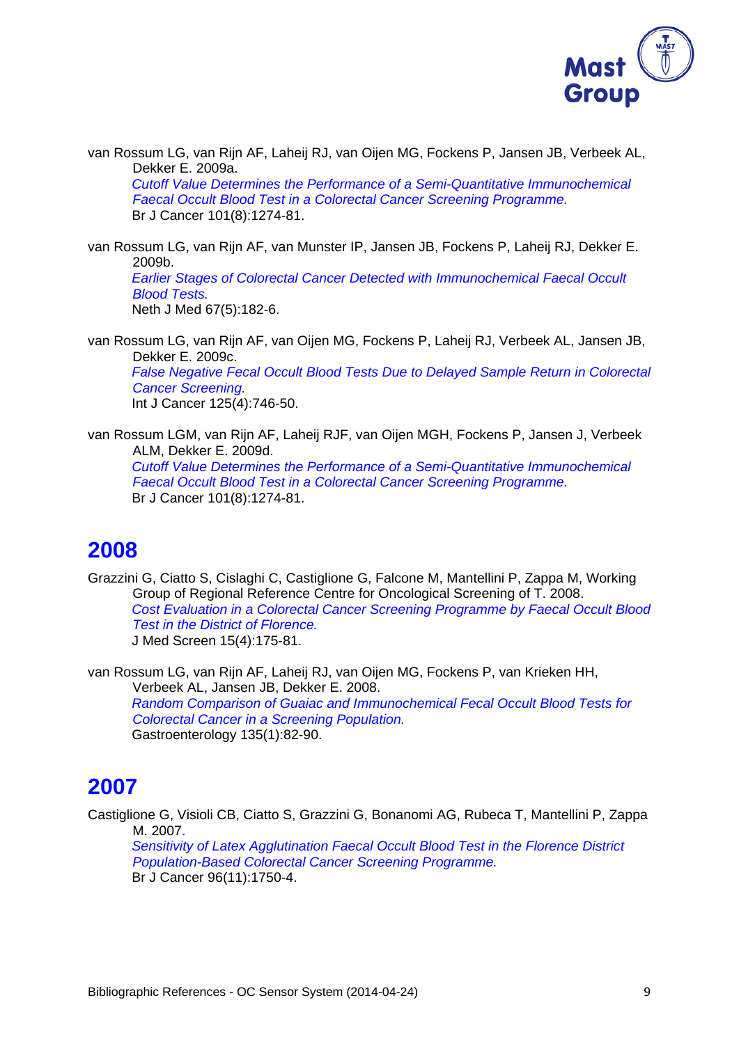van Rossum LG, van Rijn AF, Laheij RJ, van Oijen MG, Fockens P, Jansen JB, Verbeek AL, Dekker E. 2009a.
*Cutoff Value Determines the Performance of a Semi-Quantitative Immunochemical Faecal Occult Blood Test in a Colorectal Cancer Screening Programme.*
Br J Cancer 101(8):1274-81.

van Rossum LG, van Rijn AF, van Munster IP, Jansen JB, Fockens P, Laheij RJ, Dekker E. 2009b.
*Earlier Stages of Colorectal Cancer Detected with Immunochemical Faecal Occult Blood Tests.*
Neth J Med 67(5):182-6.

van Rossum LG, van Rijn AF, van Oijen MG, Fockens P, Laheij RJ, Verbeek AL, Jansen JB, Dekker E. 2009c.
*False Negative Fecal Occult Blood Tests Due to Delayed Sample Return in Colorectal Cancer Screening.*
Int J Cancer 125(4):746-50.

van Rossum LGM, van Rijn AF, Laheij RJF, van Oijen MGH, Fockens P, Jansen J, Verbeek ALM, Dekker E. 2009d.
*Cutoff Value Determines the Performance of a Semi-Quantitative Immunochemical Faecal Occult Blood Test in a Colorectal Cancer Screening Programme.*
Br J Cancer 101(8):1274-81.

## 2008

Grazzini G, Ciatto S, Cislaghi C, Castiglione G, Falcone M, Mantellini P, Zappa M, Working Group of Regional Reference Centre for Oncological Screening of T. 2008.
*Cost Evaluation in a Colorectal Cancer Screening Programme by Faecal Occult Blood Test in the District of Florence.*
J Med Screen 15(4):175-81.

van Rossum LG, van Rijn AF, Laheij RJ, van Oijen MG, Fockens P, van Krieken HH, Verbeek AL, Jansen JB, Dekker E. 2008.
*Random Comparison of Guaiac and Immunochemical Fecal Occult Blood Tests for Colorectal Cancer in a Screening Population.*
Gastroenterology 135(1):82-90.

## 2007

Castiglione G, Visioli CB, Ciatto S, Grazzini G, Bonanomi AG, Rubeca T, Mantellini P, Zappa M. 2007.
*Sensitivity of Latex Agglutination Faecal Occult Blood Test in the Florence District Population-Based Colorectal Cancer Screening Programme.*
Br J Cancer 96(11):1750-4.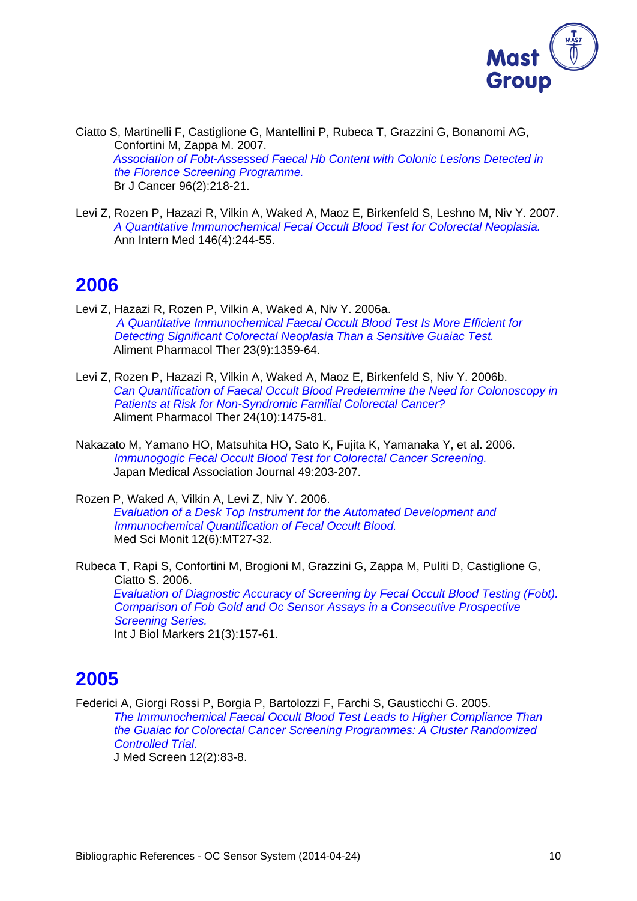Ciatto S, Martinelli F, Castiglione G, Mantellini P, Rubeca T, Grazzini G, Bonanomi AG, Confortini M, Zappa M. 2007.
*Association of Fobt-Assessed Faecal Hb Content with Colonic Lesions Detected in the Florence Screening Programme.*
Br J Cancer 96(2):218-21.

Levi Z, Rozen P, Hazazi R, Vilkin A, Waked A, Maoz E, Birkenfeld S, Leshno M, Niv Y. 2007.
*A Quantitative Immunochemical Fecal Occult Blood Test for Colorectal Neoplasia.*
Ann Intern Med 146(4):244-55.

## 2006

Levi Z, Hazazi R, Rozen P, Vilkin A, Waked A, Niv Y. 2006a.
*A Quantitative Immunochemical Faecal Occult Blood Test Is More Efficient for Detecting Significant Colorectal Neoplasia Than a Sensitive Guaiac Test.*
Aliment Pharmacol Ther 23(9):1359-64.

Levi Z, Rozen P, Hazazi R, Vilkin A, Waked A, Maoz E, Birkenfeld S, Niv Y. 2006b.
*Can Quantification of Faecal Occult Blood Predetermine the Need for Colonoscopy in Patients at Risk for Non-Syndromic Familial Colorectal Cancer?*
Aliment Pharmacol Ther 24(10):1475-81.

Nakazato M, Yamano HO, Matsuhita HO, Sato K, Fujita K, Yamanaka Y, et al. 2006.
*Immunogogic Fecal Occult Blood Test for Colorectal Cancer Screening.*
Japan Medical Association Journal 49:203-207.

Rozen P, Waked A, Vilkin A, Levi Z, Niv Y. 2006.
*Evaluation of a Desk Top Instrument for the Automated Development and Immunochemical Quantification of Fecal Occult Blood.*
Med Sci Monit 12(6):MT27-32.

Rubeca T, Rapi S, Confortini M, Brogioni M, Grazzini G, Zappa M, Puliti D, Castiglione G, Ciatto S. 2006.
*Evaluation of Diagnostic Accuracy of Screening by Fecal Occult Blood Testing (Fobt). Comparison of Fob Gold and Oc Sensor Assays in a Consecutive Prospective Screening Series.*
Int J Biol Markers 21(3):157-61.

## 2005

Federici A, Giorgi Rossi P, Borgia P, Bartolozzi F, Farchi S, Gausticchi G. 2005.
*The Immunochemical Faecal Occult Blood Test Leads to Higher Compliance Than the Guaiac for Colorectal Cancer Screening Programmes: A Cluster Randomized Controlled Trial.*
J Med Screen 12(2):83-8.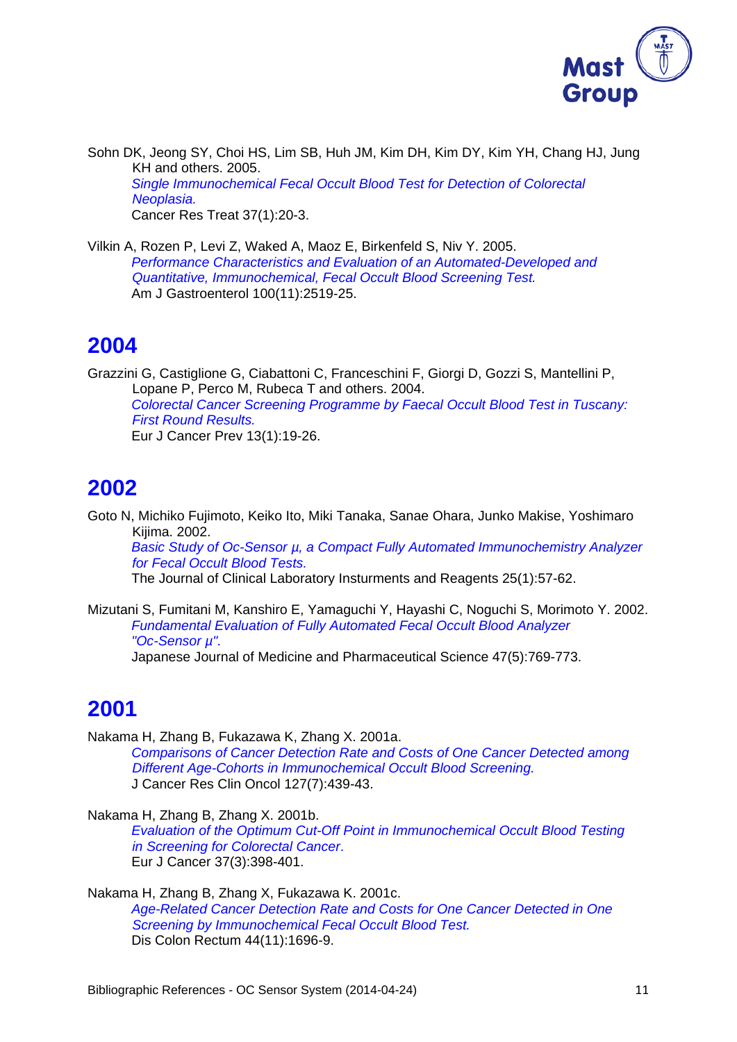Sohn DK, Jeong SY, Choi HS, Lim SB, Huh JM, Kim DH, Kim DY, Kim YH, Chang HJ, Jung KH and others. 2005.
*Single Immunochemical Fecal Occult Blood Test for Detection of Colorectal Neoplasia.*
Cancer Res Treat 37(1):20-3.

Vilkin A, Rozen P, Levi Z, Waked A, Maoz E, Birkenfeld S, Niv Y. 2005.
*Performance Characteristics and Evaluation of an Automated-Developed and Quantitative, Immunochemical, Fecal Occult Blood Screening Test.*
Am J Gastroenterol 100(11):2519-25.

## 2004

Grazzini G, Castiglione G, Ciabattoni C, Franceschini F, Giorgi D, Gozzi S, Mantellini P, Lopane P, Perco M, Rubeca T and others. 2004.
*Colorectal Cancer Screening Programme by Faecal Occult Blood Test in Tuscany: First Round Results.*
Eur J Cancer Prev 13(1):19-26.

## 2002

Goto N, Michiko Fujimoto, Keiko Ito, Miki Tanaka, Sanae Ohara, Junko Makise, Yoshimaro Kijima. 2002.
*Basic Study of Oc-Sensor μ, a Compact Fully Automated Immunochemistry Analyzer for Fecal Occult Blood Tests.*
The Journal of Clinical Laboratory Insturments and Reagents 25(1):57-62.

Mizutani S, Fumitani M, Kanshiro E, Yamaguchi Y, Hayashi C, Noguchi S, Morimoto Y. 2002.
*Fundamental Evaluation of Fully Automated Fecal Occult Blood Analyzer "Oc-Sensor μ".*
Japanese Journal of Medicine and Pharmaceutical Science 47(5):769-773.

## 2001

Nakama H, Zhang B, Fukazawa K, Zhang X. 2001a.
*Comparisons of Cancer Detection Rate and Costs of One Cancer Detected among Different Age-Cohorts in Immunochemical Occult Blood Screening.*
J Cancer Res Clin Oncol 127(7):439-43.

Nakama H, Zhang B, Zhang X. 2001b.
*Evaluation of the Optimum Cut-Off Point in Immunochemical Occult Blood Testing in Screening for Colorectal Cancer.*
Eur J Cancer 37(3):398-401.

Nakama H, Zhang B, Zhang X, Fukazawa K. 2001c.
*Age-Related Cancer Detection Rate and Costs for One Cancer Detected in One Screening by Immunochemical Fecal Occult Blood Test.*
Dis Colon Rectum 44(11):1696-9.